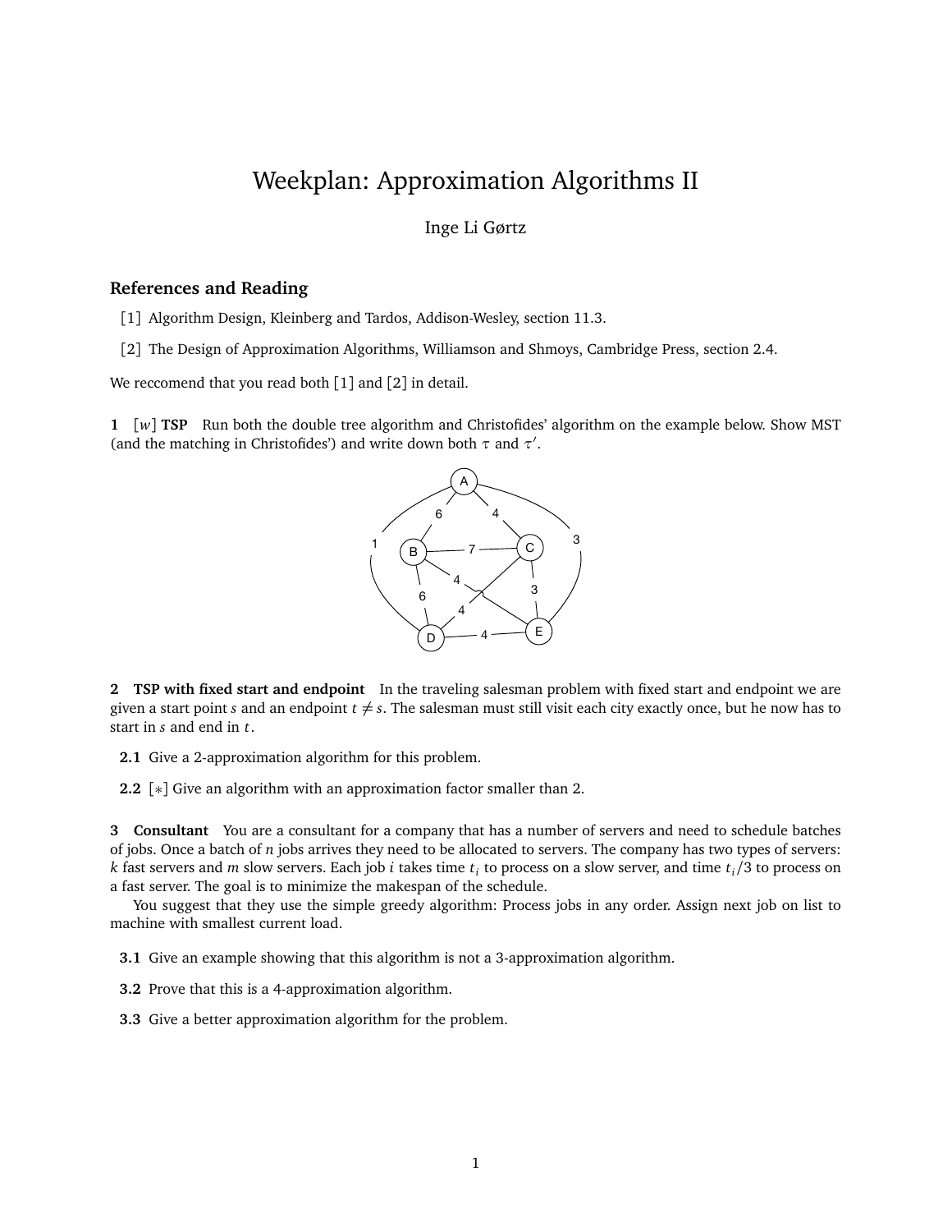# Weekplan: Approximation Algorithms II

Inge Li Gørtz

## References and Reading

[1] Algorithm Design, Kleinberg and Tardos, Addison-Wesley, section 11.3.

[2] The Design of Approximation Algorithms, Williamson and Shmoys, Cambridge Press, section 2.4.

We reccomend that you read both [1] and [2] in detail.

**1** [*w*] **TSP** Run both the double tree algorithm and Christofides' algorithm on the example below. Show MST (and the matching in Christofides') and write down both $\tau$ and $\tau'$.

**2 TSP with fixed start and endpoint** In the traveling salesman problem with fixed start and endpoint we are given a start point $s$ and an endpoint $t \neq s$. The salesman must still visit each city exactly once, but he now has to start in $s$ and end in $t$.

**2.1** Give a 2-approximation algorithm for this problem.

**2.2** [∗] Give an algorithm with an approximation factor smaller than 2.

**3 Consultant** You are a consultant for a company that has a number of servers and need to schedule batches of jobs. Once a batch of $n$ jobs arrives they need to be allocated to servers. The company has two types of servers: $k$ fast servers and $m$ slow servers. Each job $i$ takes time $t_i$ to process on a slow server, and time $t_i/3$ to process on a fast server. The goal is to minimize the makespan of the schedule.

You suggest that they use the simple greedy algorithm: Process jobs in any order. Assign next job on list to machine with smallest current load.

**3.1** Give an example showing that this algorithm is not a 3-approximation algorithm.

**3.2** Prove that this is a 4-approximation algorithm.

**3.3** Give a better approximation algorithm for the problem.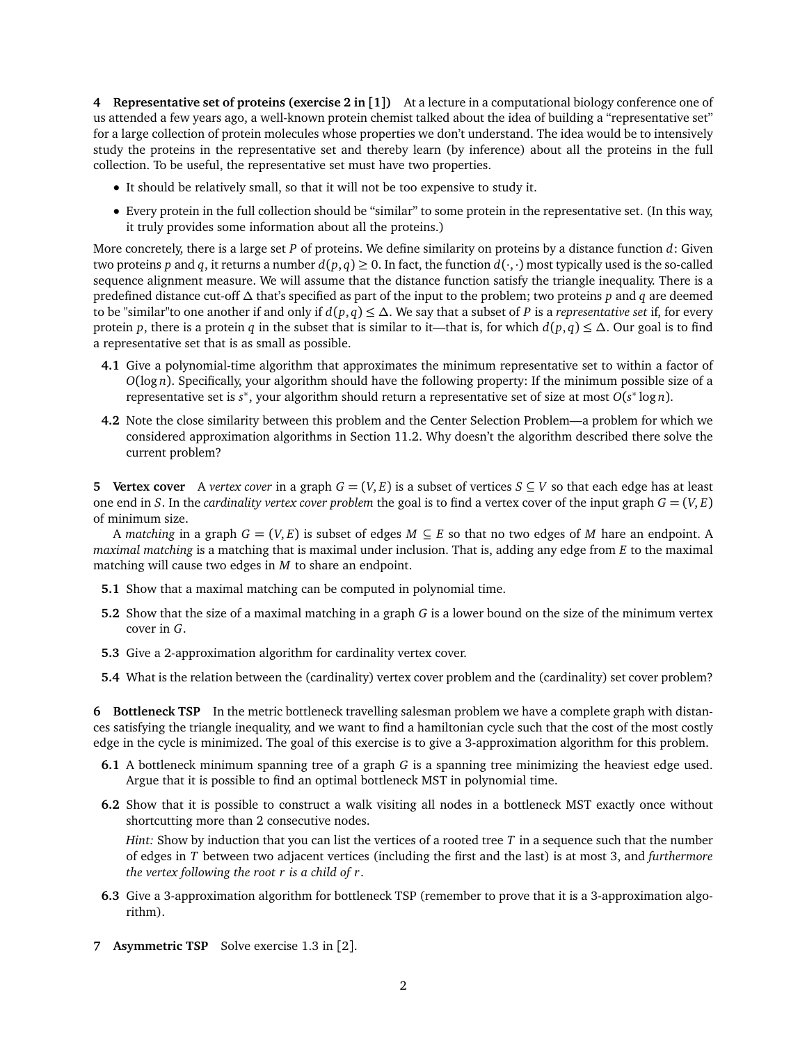**4 Representative set of proteins (exercise 2 in [1])** At a lecture in a computational biology conference one of us attended a few years ago, a well-known protein chemist talked about the idea of building a "representative set" for a large collection of protein molecules whose properties we don't understand. The idea would be to intensively study the proteins in the representative set and thereby learn (by inference) about all the proteins in the full collection. To be useful, the representative set must have two properties.

- It should be relatively small, so that it will not be too expensive to study it.
- Every protein in the full collection should be "similar" to some protein in the representative set. (In this way, it truly provides some information about all the proteins.)

More concretely, there is a large set $P$ of proteins. We define similarity on proteins by a distance function $d$: Given two proteins $p$ and $q$, it returns a number $d(p,q) \geq 0$. In fact, the function $d(\cdot,\cdot)$ most typically used is the so-called sequence alignment measure. We will assume that the distance function satisfy the triangle inequality. There is a predefined distance cut-off $\Delta$ that's specified as part of the input to the problem; two proteins $p$ and $q$ are deemed to be "similar"to one another if and only if $d(p,q) \leq \Delta$. We say that a subset of $P$ is a *representative set* if, for every protein $p$, there is a protein $q$ in the subset that is similar to it—that is, for which $d(p,q) \leq \Delta$. Our goal is to find a representative set that is as small as possible.

**4.1** Give a polynomial-time algorithm that approximates the minimum representative set to within a factor of $O(\log n)$. Specifically, your algorithm should have the following property: If the minimum possible size of a representative set is $s^*$, your algorithm should return a representative set of size at most $O(s^* \log n)$.

**4.2** Note the close similarity between this problem and the Center Selection Problem—a problem for which we considered approximation algorithms in Section 11.2. Why doesn't the algorithm described there solve the current problem?

**5 Vertex cover** A *vertex cover* in a graph $G = (V,E)$ is a subset of vertices $S \subseteq V$ so that each edge has at least one end in $S$. In the *cardinality vertex cover problem* the goal is to find a vertex cover of the input graph $G = (V,E)$ of minimum size.

A *matching* in a graph $G = (V,E)$ is subset of edges $M \subseteq E$ so that no two edges of $M$ hare an endpoint. A *maximal matching* is a matching that is maximal under inclusion. That is, adding any edge from $E$ to the maximal matching will cause two edges in $M$ to share an endpoint.

**5.1** Show that a maximal matching can be computed in polynomial time.

**5.2** Show that the size of a maximal matching in a graph $G$ is a lower bound on the size of the minimum vertex cover in $G$.

**5.3** Give a 2-approximation algorithm for cardinality vertex cover.

**5.4** What is the relation between the (cardinality) vertex cover problem and the (cardinality) set cover problem?

**6 Bottleneck TSP** In the metric bottleneck travelling salesman problem we have a complete graph with distances satisfying the triangle inequality, and we want to find a hamiltonian cycle such that the cost of the most costly edge in the cycle is minimized. The goal of this exercise is to give a 3-approximation algorithm for this problem.

**6.1** A bottleneck minimum spanning tree of a graph $G$ is a spanning tree minimizing the heaviest edge used. Argue that it is possible to find an optimal bottleneck MST in polynomial time.

**6.2** Show that it is possible to construct a walk visiting all nodes in a bottleneck MST exactly once without shortcutting more than 2 consecutive nodes.

*Hint:* Show by induction that you can list the vertices of a rooted tree $T$ in a sequence such that the number of edges in $T$ between two adjacent vertices (including the first and the last) is at most 3, and *furthermore the vertex following the root $r$ is a child of $r$.*

**6.3** Give a 3-approximation algorithm for bottleneck TSP (remember to prove that it is a 3-approximation algorithm).

**7 Asymmetric TSP** Solve exercise 1.3 in [2].